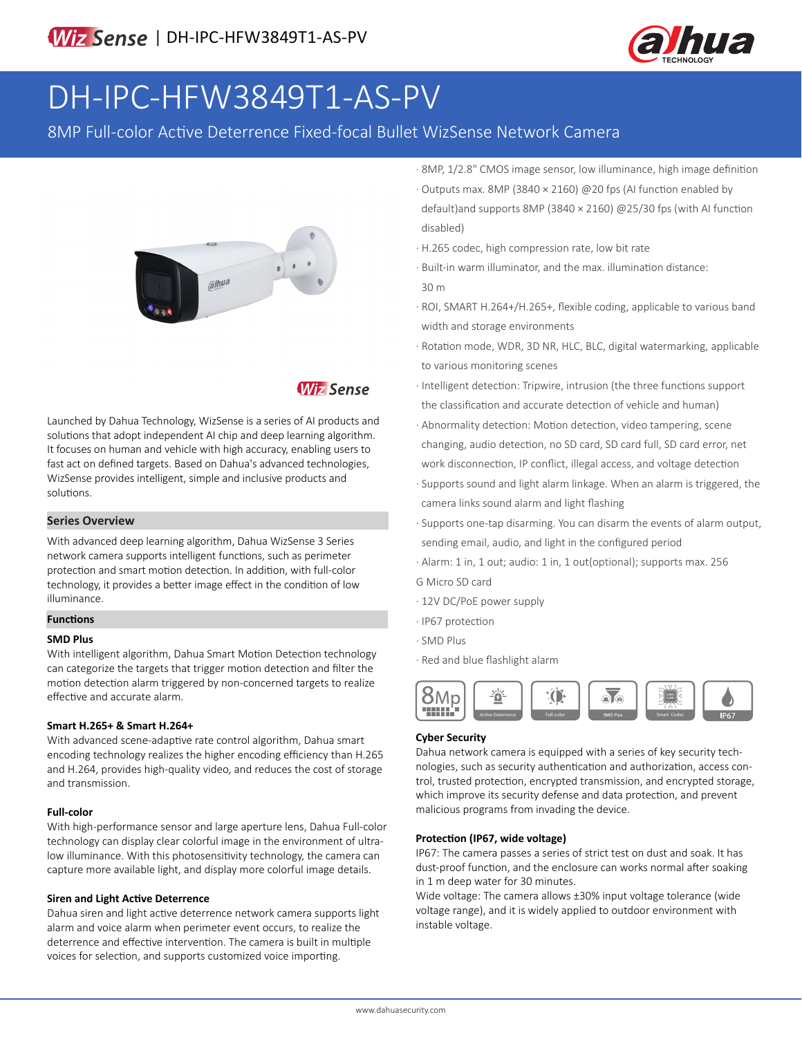# DH-IPC-HFW3849T1-AS-PV

8MP Full-color Active Deterrence Fixed-focal Bullet WizSense Network Camera

- 8MP, 1/2.8" CMOS image sensor, low illuminance, high image definition
- Outputs max. 8MP (3840 × 2160) @20 fps (AI function enabled by default)and supports 8MP (3840 × 2160) @25/30 fps (with AI function disabled)
- H.265 codec, high compression rate, low bit rate
- Built-in warm illuminator, and the max. illumination distance: 30 m
- ROI, SMART H.264+/H.265+, flexible coding, applicable to various band width and storage environments
- Rotation mode, WDR, 3D NR, HLC, BLC, digital watermarking, applicable to various monitoring scenes
- Intelligent detection: Tripwire, intrusion (the three functions support the classification and accurate detection of vehicle and human)
- Abnormality detection: Motion detection, video tampering, scene changing, audio detection, no SD card, SD card full, SD card error, net work disconnection, IP conflict, illegal access, and voltage detection
- Supports sound and light alarm linkage. When an alarm is triggered, the camera links sound alarm and light flashing
- Supports one-tap disarming. You can disarm the events of alarm output, sending email, audio, and light in the configured period
- Alarm: 1 in, 1 out; audio: 1 in, 1 out(optional); supports max. 256 G Micro SD card
- 12V DC/PoE power supply
- IP67 protection
- SMD Plus
- Red and blue flashlight alarm

Launched by Dahua Technology, WizSense is a series of AI products and solutions that adopt independent AI chip and deep learning algorithm. It focuses on human and vehicle with high accuracy, enabling users to fast act on defined targets. Based on Dahua's advanced technologies, WizSense provides intelligent, simple and inclusive products and solutions.

## Series Overview

With advanced deep learning algorithm, Dahua WizSense 3 Series network camera supports intelligent functions, such as perimeter protection and smart motion detection. In addition, with full-color technology, it provides a better image effect in the condition of low illuminance.

## Functions

### SMD Plus

With intelligent algorithm, Dahua Smart Motion Detection technology can categorize the targets that trigger motion detection and filter the motion detection alarm triggered by non-concerned targets to realize effective and accurate alarm.

### Smart H.265+ & Smart H.264+

With advanced scene-adaptive rate control algorithm, Dahua smart encoding technology realizes the higher encoding efficiency than H.265 and H.264, provides high-quality video, and reduces the cost of storage and transmission.

### Full-color

With high-performance sensor and large aperture lens, Dahua Full-color technology can display clear colorful image in the environment of ultra-low illuminance. With this photosensitivity technology, the camera can capture more available light, and display more colorful image details.

### Siren and Light Active Deterrence

Dahua siren and light active deterrence network camera supports light alarm and voice alarm when perimeter event occurs, to realize the deterrence and effective intervention. The camera is built in multiple voices for selection, and supports customized voice importing.

### Cyber Security

Dahua network camera is equipped with a series of key security technologies, such as security authentication and authorization, access control, trusted protection, encrypted transmission, and encrypted storage, which improve its security defense and data protection, and prevent malicious programs from invading the device.

### Protection (IP67, wide voltage)

IP67: The camera passes a series of strict test on dust and soak. It has dust-proof function, and the enclosure can works normal after soaking in 1 m deep water for 30 minutes.

Wide voltage: The camera allows ±30% input voltage tolerance (wide voltage range), and it is widely applied to outdoor environment with instable voltage.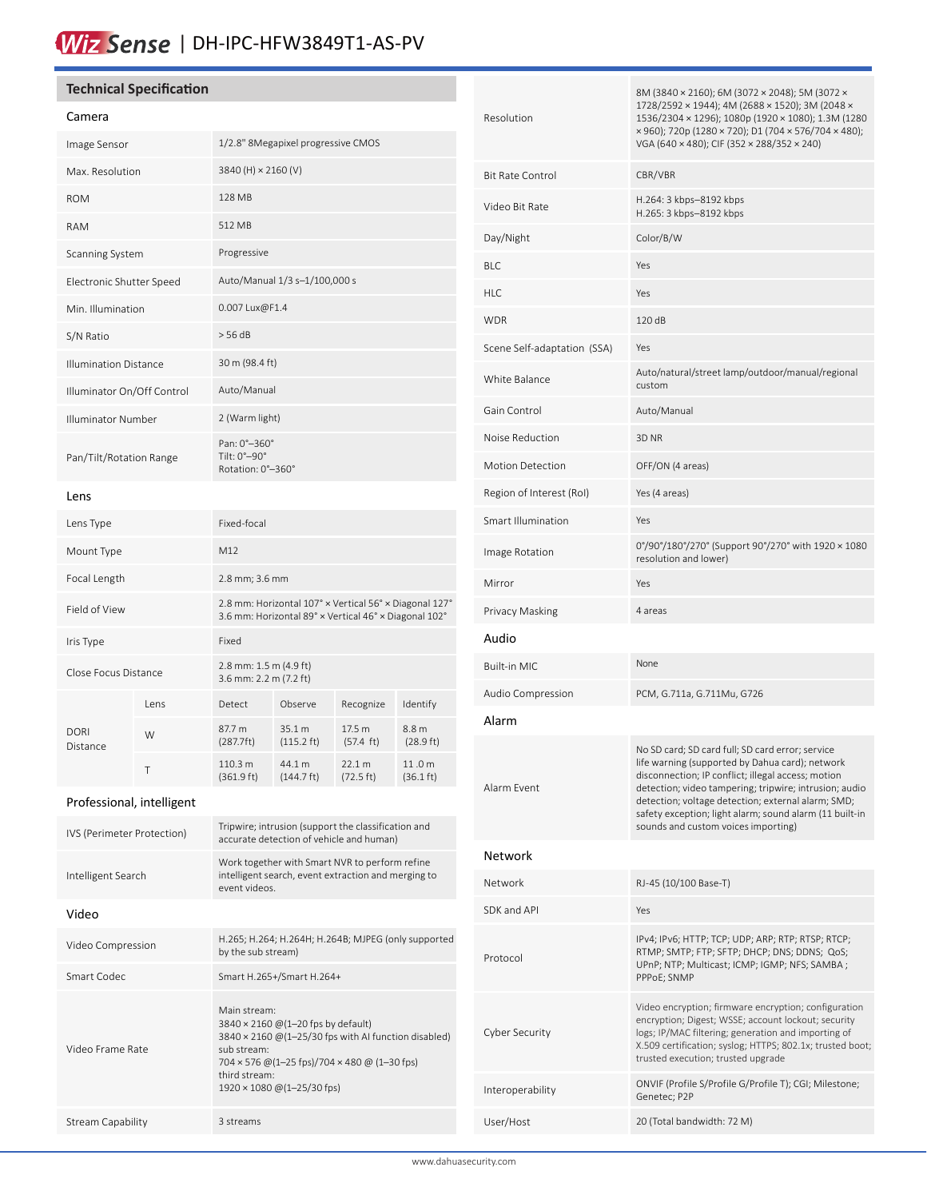# Wiz Sense | DH-IPC-HFW3849T1-AS-PV

## Technical Specification

### Camera

| | |
|---|---|
| Image Sensor | 1/2.8" 8Megapixel progressive CMOS |
| Max. Resolution | 3840 (H) × 2160 (V) |
| ROM | 128 MB |
| RAM | 512 MB |
| Scanning System | Progressive |
| Electronic Shutter Speed | Auto/Manual 1/3 s–1/100,000 s |
| Min. Illumination | 0.007 Lux@F1.4 |
| S/N Ratio | > 56 dB |
| Illumination Distance | 30 m (98.4 ft) |
| Illuminator On/Off Control | Auto/Manual |
| Illuminator Number | 2 (Warm light) |
| Pan/Tilt/Rotation Range | Pan: 0°–360°<br>Tilt: 0°–90°<br>Rotation: 0°–360° |

### Lens

| | |
|---|---|
| Lens Type | Fixed-focal |
| Mount Type | M12 |
| Focal Length | 2.8 mm; 3.6 mm |
| Field of View | 2.8 mm: Horizontal 107° × Vertical 56° × Diagonal 127°<br>3.6 mm: Horizontal 89° × Vertical 46° × Diagonal 102° |
| Iris Type | Fixed |
| Close Focus Distance | 2.8 mm: 1.5 m (4.9 ft)<br>3.6 mm: 2.2 m (7.2 ft) |

| DORI Distance | Lens | Detect | Observe | Recognize | Identify |
|---|---|---|---|---|---|
| | W | 87.7 m (287.7ft) | 35.1 m (115.2 ft) | 17.5 m (57.4 ft) | 8.8 m (28.9 ft) |
| | T | 110.3 m (361.9 ft) | 44.1 m (144.7 ft) | 22.1 m (72.5 ft) | 11 .0 m (36.1 ft) |

### Professional, intelligent

| | |
|---|---|
| IVS (Perimeter Protection) | Tripwire; intrusion (support the classification and accurate detection of vehicle and human) |
| Intelligent Search | Work together with Smart NVR to perform refine intelligent search, event extraction and merging to event videos. |

### Video

| | |
|---|---|
| Video Compression | H.265; H.264; H.264H; H.264B; MJPEG (only supported by the sub stream) |
| Smart Codec | Smart H.265+/Smart H.264+ |
| Video Frame Rate | Main stream:<br>3840 × 2160 @(1–20 fps by default)<br>3840 × 2160 @(1–25/30 fps with AI function disabled)<br>sub stream:<br>704 × 576 @(1–25 fps)/704 × 480 @ (1–30 fps)<br>third stream:<br>1920 × 1080 @(1–25/30 fps) |
| Stream Capability | 3 streams |
| Resolution | 8M (3840 × 2160); 6M (3072 × 2048); 5M (3072 × 1728/2592 × 1944); 4M (2688 × 1520); 3M (2048 × 1536/2304 × 1296); 1080p (1920 × 1080); 1.3M (1280 × 960); 720p (1280 × 720); D1 (704 × 576/704 × 480); VGA (640 × 480); CIF (352 × 288/352 × 240) |
| Bit Rate Control | CBR/VBR |
| Video Bit Rate | H.264: 3 kbps–8192 kbps<br>H.265: 3 kbps–8192 kbps |
| Day/Night | Color/B/W |
| BLC | Yes |
| HLC | Yes |
| WDR | 120 dB |
| Scene Self-adaptation (SSA) | Yes |
| White Balance | Auto/natural/street lamp/outdoor/manual/regional custom |
| Gain Control | Auto/Manual |
| Noise Reduction | 3D NR |
| Motion Detection | OFF/ON (4 areas) |
| Region of Interest (RoI) | Yes (4 areas) |
| Smart Illumination | Yes |
| Image Rotation | 0°/90°/180°/270° (Support 90°/270° with 1920 × 1080 resolution and lower) |
| Mirror | Yes |
| Privacy Masking | 4 areas |

### Audio

| | |
|---|---|
| Built-in MIC | None |
| Audio Compression | PCM, G.711a, G.711Mu, G726 |

### Alarm

| | |
|---|---|
| Alarm Event | No SD card; SD card full; SD card error; service life warning (supported by Dahua card); network disconnection; IP conflict; illegal access; motion detection; video tampering; tripwire; intrusion; audio detection; voltage detection; external alarm; SMD; safety exception; light alarm; sound alarm (11 built-in sounds and custom voices importing) |

### Network

| | |
|---|---|
| Network | RJ-45 (10/100 Base-T) |
| SDK and API | Yes |
| Protocol | IPv4; IPv6; HTTP; TCP; UDP; ARP; RTP; RTSP; RTCP; RTMP; SMTP; FTP; SFTP; DHCP; DNS; DDNS; QoS; UPnP; NTP; Multicast; ICMP; IGMP; NFS; SAMBA ; PPPoE; SNMP |
| Cyber Security | Video encryption; firmware encryption; configuration encryption; Digest; WSSE; account lockout; security logs; IP/MAC filtering; generation and importing of X.509 certification; syslog; HTTPS; 802.1x; trusted boot; trusted execution; trusted upgrade |
| Interoperability | ONVIF (Profile S/Profile G/Profile T); CGI; Milestone; Genetec; P2P |
| User/Host | 20 (Total bandwidth: 72 M) |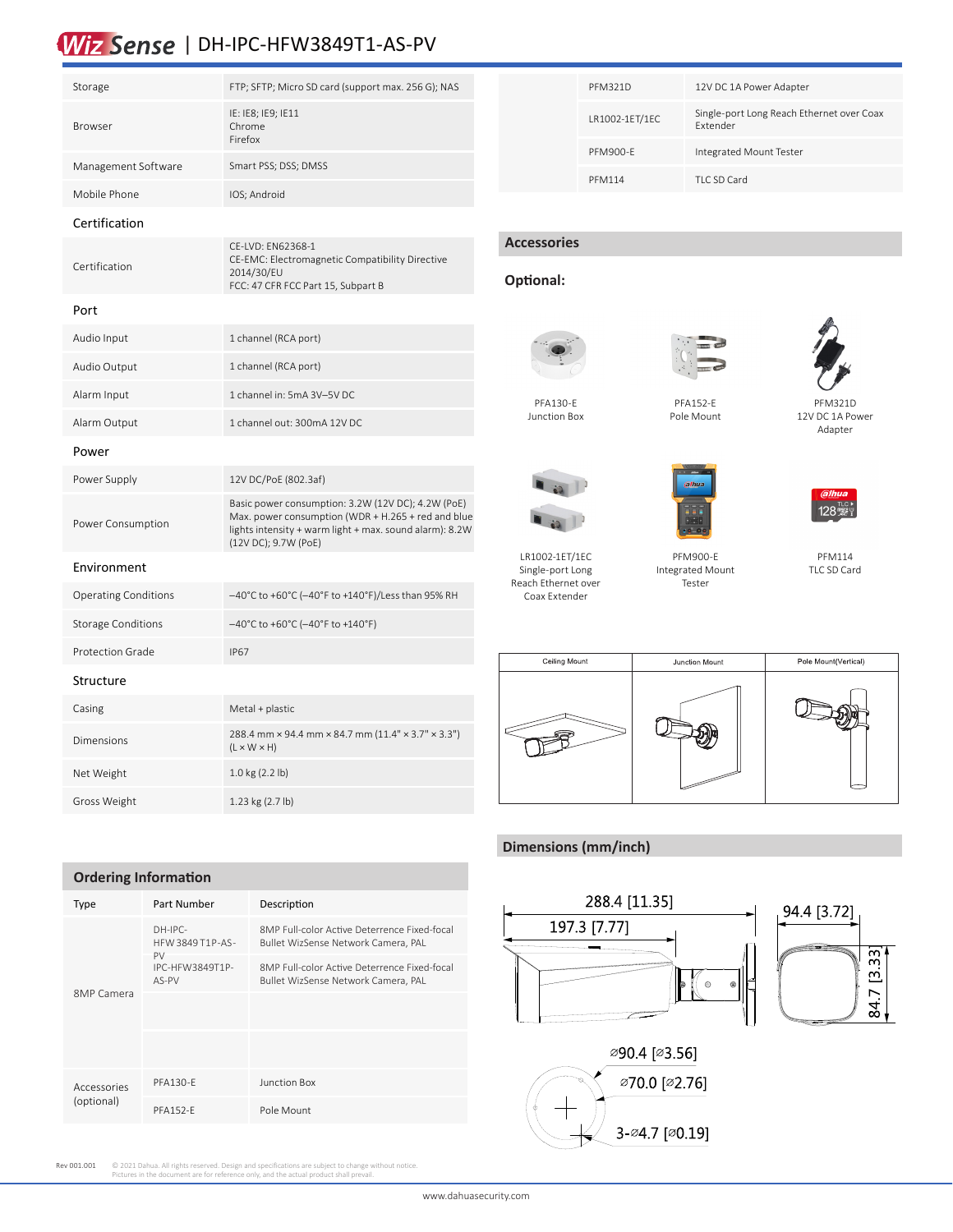# WizSense | DH-IPC-HFW3849T1-AS-PV

| | |
|---|---|
| Storage | FTP; SFTP; Micro SD card (support max. 256 G); NAS |
| Browser | IE: IE8; IE9; IE11<br>Chrome<br>Firefox |
| Management Software | Smart PSS; DSS; DMSS |
| Mobile Phone | IOS; Android |

### Certification

| | |
|---|---|
| Certification | CE-LVD: EN62368-1<br>CE-EMC: Electromagnetic Compatibility Directive 2014/30/EU<br>FCC: 47 CFR FCC Part 15, Subpart B |

### Port

| | |
|---|---|
| Audio Input | 1 channel (RCA port) |
| Audio Output | 1 channel (RCA port) |
| Alarm Input | 1 channel in: 5mA 3V–5V DC |
| Alarm Output | 1 channel out: 300mA 12V DC |

### Power

| | |
|---|---|
| Power Supply | 12V DC/PoE (802.3af) |
| Power Consumption | Basic power consumption: 3.2W (12V DC); 4.2W (PoE)<br>Max. power consumption (WDR + H.265 + red and blue lights intensity + warm light + max. sound alarm): 8.2W (12V DC); 9.7W (PoE) |

### Environment

| | |
|---|---|
| Operating Conditions | –40°C to +60°C (–40°F to +140°F)/Less than 95% RH |
| Storage Conditions | –40°C to +60°C (–40°F to +140°F) |
| Protection Grade | IP67 |

### Structure

| | |
|---|---|
| Casing | Metal + plastic |
| Dimensions | 288.4 mm × 94.4 mm × 84.7 mm (11.4" × 3.7" × 3.3") (L × W × H) |
| Net Weight | 1.0 kg (2.2 lb) |
| Gross Weight | 1.23 kg (2.7 lb) |

## Ordering Information

| Type | Part Number | Description |
|---|---|---|
| 8MP Camera | DH-IPC-HFW3849T1P-AS-PV | 8MP Full-color Active Deterrence Fixed-focal Bullet WizSense Network Camera, PAL |
| | IPC-HFW3849T1P-AS-PV | 8MP Full-color Active Deterrence Fixed-focal Bullet WizSense Network Camera, PAL |
| | | |
| | | |
| Accessories (optional) | PFA130-E | Junction Box |
| | PFA152-E | Pole Mount |
| | PFM321D | 12V DC 1A Power Adapter |
| | LR1002-1ET/1EC | Single-port Long Reach Ethernet over Coax Extender |
| | PFM900-E | Integrated Mount Tester |
| | PFM114 | TLC SD Card |

## Accessories

**Optional:**

PFA130-E
Junction Box

PFA152-E
Pole Mount

PFM321D
12V DC 1A Power Adapter

LR1002-1ET/1EC
Single-port Long Reach Ethernet over Coax Extender

PFM900-E
Integrated Mount Tester

PFM114
TLC SD Card

Ceiling Mount | Junction Mount | Pole Mount(Vertical)

## Dimensions (mm/inch)

288.4 [11.35]
197.3 [7.77]
94.4 [3.72]
84.7 [3.33]
⌀90.4 [⌀3.56]
⌀70.0 [⌀2.76]
3-⌀4.7 [⌀0.19]

Rev 001.001 © 2021 Dahua. All rights reserved. Design and specifications are subject to change without notice. Pictures in the document are for reference only, and the actual product shall prevail.